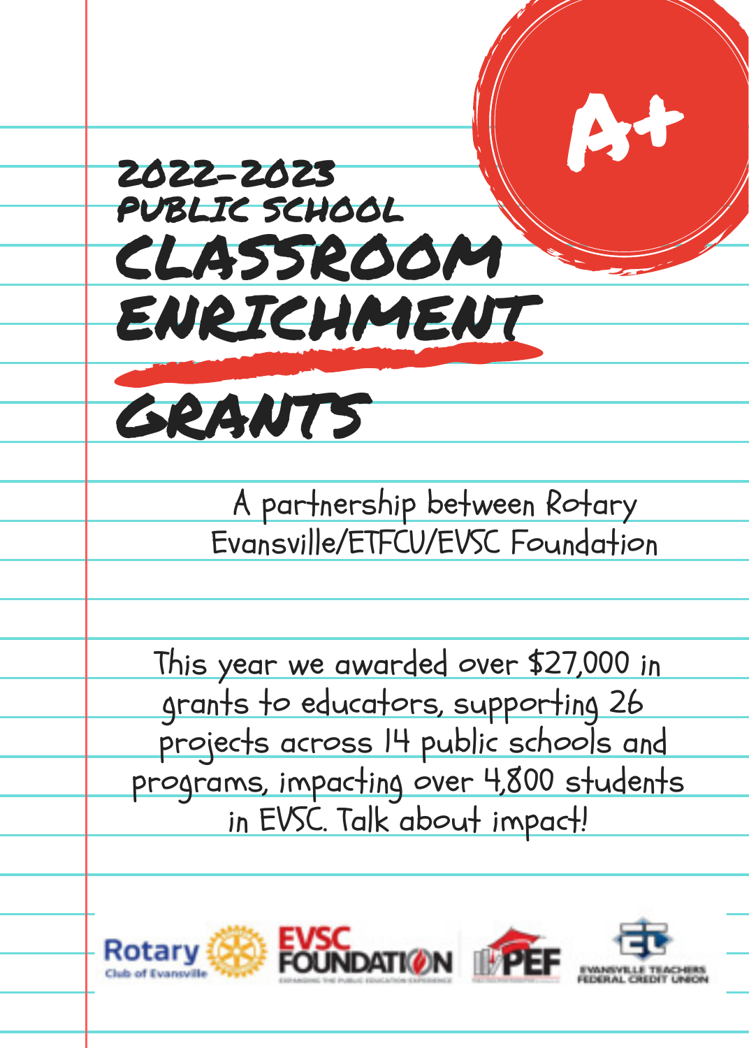# 2022-2023 PUBLIC SCHOOL CLASSROOM ENRICHMENT GRANTS

A+

A partnership between Rotary Evansville/ETFCU/EVSC Foundation

This year we awarded over $27,000 in grants to educators, supporting 26 projects across 14 public schools and programs, impacting over 4,800 students in EVSC. Talk about impact!

Rotary Club of Evansville | EVSC FOUNDATION | PEF | EVANSVILLE TEACHERS FEDERAL CREDIT UNION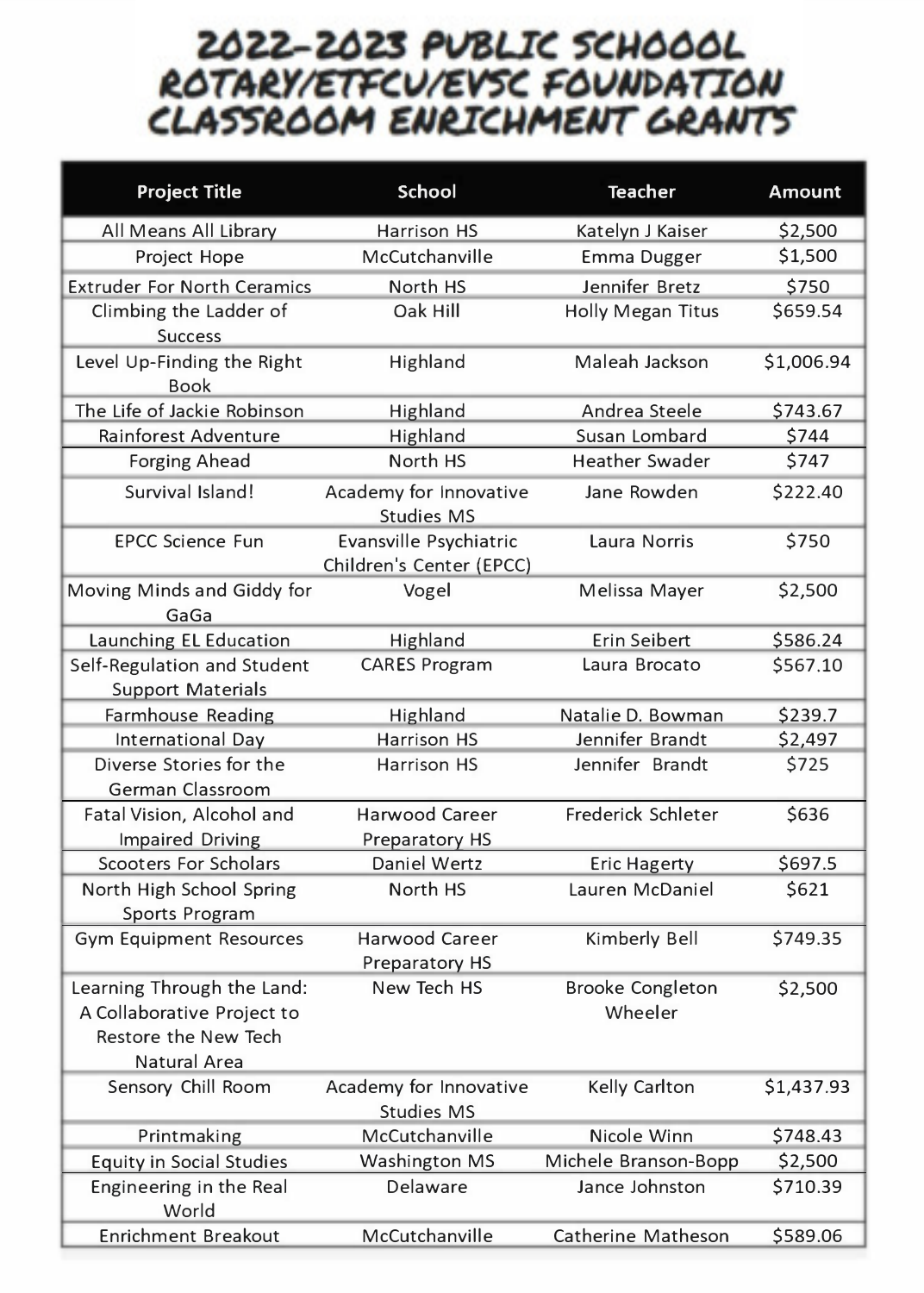# 2022-2023 PUBLIC SCHOOOL ROTARY/ETFCU/EVSC FOUNDATION CLASSROOM ENRICHMENT GRANTS

| Project Title | School | Teacher | Amount |
|---|---|---|---|
| All Means All Library | Harrison HS | Katelyn J Kaiser | $2,500 |
| Project Hope | McCutchanville | Emma Dugger | $1,500 |
| Extruder For North Ceramics | North HS | Jennifer Bretz | $750 |
| Climbing the Ladder of Success | Oak Hill | Holly Megan Titus | $659.54 |
| Level Up-Finding the Right Book | Highland | Maleah Jackson | $1,006.94 |
| The Life of Jackie Robinson | Highland | Andrea Steele | $743.67 |
| Rainforest Adventure | Highland | Susan Lombard | $744 |
| Forging Ahead | North HS | Heather Swader | $747 |
| Survival Island! | Academy for Innovative Studies MS | Jane Rowden | $222.40 |
| EPCC Science Fun | Evansville Psychiatric Children's Center (EPCC) | Laura Norris | $750 |
| Moving Minds and Giddy for GaGa | Vogel | Melissa Mayer | $2,500 |
| Launching EL Education | Highland | Erin Seibert | $586.24 |
| Self-Regulation and Student Support Materials | CARES Program | Laura Brocato | $567.10 |
| Farmhouse Reading | Highland | Natalie D. Bowman | $239.7 |
| International Day | Harrison HS | Jennifer Brandt | $2,497 |
| Diverse Stories for the German Classroom | Harrison HS | Jennifer Brandt | $725 |
| Fatal Vision, Alcohol and Impaired Driving | Harwood Career Preparatory HS | Frederick Schleter | $636 |
| Scooters For Scholars | Daniel Wertz | Eric Hagerty | $697.5 |
| North High School Spring Sports Program | North HS | Lauren McDaniel | $621 |
| Gym Equipment Resources | Harwood Career Preparatory HS | Kimberly Bell | $749.35 |
| Learning Through the Land: A Collaborative Project to Restore the New Tech Natural Area | New Tech HS | Brooke Congleton Wheeler | $2,500 |
| Sensory Chill Room | Academy for Innovative Studies MS | Kelly Carlton | $1,437.93 |
| Printmaking | McCutchanville | Nicole Winn | $748.43 |
| Equity in Social Studies | Washington MS | Michele Branson-Bopp | $2,500 |
| Engineering in the Real World | Delaware | Jance Johnston | $710.39 |
| Enrichment Breakout | McCutchanville | Catherine Matheson | $589.06 |